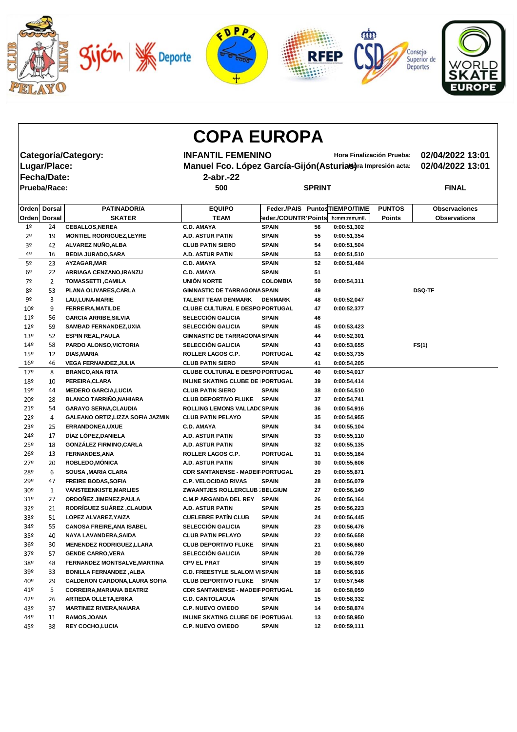# COPA EUROPA

| | | | |
|---|---|---|---|
| **Categoría/Category:** | **INFANTIL FEMENINO** | Hora Finalización Prueba: | **02/04/2022 13:01** |
| **Lugar/Place:** | **Manuel Fco. López García-Gijón(Asturias)** | Hora Impresión acta: | **02/04/2022 13:01** |
| **Fecha/Date:** | **2-abr.-22** | | |
| **Prueba/Race:** | **500** | **SPRINT** | **FINAL** |

| Orden / Orden | Dorsal / Dorsal | PATINADOR/A / SKATER | EQUIPO / TEAM | Feder./PAIS / Feder./COUNTRY | Puntos / Points | TIEMPO/TIME / h:mm:mm,mil. | PUNTOS / Points | Observaciones / Observations |
|---|---|---|---|---|---|---|---|---|
| 1º | 24 | CEBALLOS,NEREA | C.D. AMAYA | SPAIN | 56 | 0:00:51,302 | | |
| 2º | 19 | MONTIEL RODRIGUEZ,LEYRE | A.D. ASTUR PATIN | SPAIN | 55 | 0:00:51,354 | | |
| 3º | 42 | ALVAREZ NUÑO,ALBA | CLUB PATIN SIERO | SPAIN | 54 | 0:00:51,504 | | |
| 4º | 16 | BEDIA JURADO,SARA | A.D. ASTUR PATIN | SPAIN | 53 | 0:00:51,510 | | |
| 5º | 23 | AYZAGAR,MAR | C.D. AMAYA | SPAIN | 52 | 0:00:51,484 | | |
| 6º | 22 | ARRIAGA CENZANO,IRANZU | C.D. AMAYA | SPAIN | 51 | | | |
| 7º | 2 | TOMASSETTI ,CAMILA | UNIÓN NORTE | COLOMBIA | 50 | 0:00:54,311 | | |
| 8º | 53 | PLANA OLIVARES,CARLA | GIMNASTIC DE TARRAGONA | SPAIN | 49 | | | DSQ-TF |
| 9º | 3 | LAU,LUNA-MARIE | TALENT TEAM DENMARK | DENMARK | 48 | 0:00:52,047 | | |
| 10º | 9 | FERREIRA,MATILDE | CLUBE CULTURAL E DESPO | PORTUGAL | 47 | 0:00:52,377 | | |
| 11º | 56 | GARCIA ARRIBE,SILVIA | SELECCIÓN GALICIA | SPAIN | 46 | | | |
| 12º | 59 | SAMBAD FERNANDEZ,UXIA | SELECCIÓN GALICIA | SPAIN | 45 | 0:00:53,423 | | |
| 13º | 52 | ESPIN REAL,PAULA | GIMNASTIC DE TARRAGONA | SPAIN | 44 | 0:00:52,301 | | |
| 14º | 58 | PARDO ALONSO,VICTORIA | SELECCIÓN GALICIA | SPAIN | 43 | 0:00:53,655 | | FS(1) |
| 15º | 12 | DIAS,MARIA | ROLLER LAGOS C.P. | PORTUGAL | 42 | 0:00:53,735 | | |
| 16º | 46 | VEGA FERNANDEZ,JULIA | CLUB PATIN SIERO | SPAIN | 41 | 0:00:54,205 | | |
| 17º | 8 | BRANCO,ANA RITA | CLUBE CULTURAL E DESPO | PORTUGAL | 40 | 0:00:54,017 | | |
| 18º | 10 | PEREIRA,CLARA | INLINE SKATING CLUBE DE | PORTUGAL | 39 | 0:00:54,414 | | |
| 19º | 44 | MEDERO GARCIA,LUCIA | CLUB PATIN SIERO | SPAIN | 38 | 0:00:54,510 | | |
| 20º | 28 | BLANCO TARRIÑO,NAHIARA | CLUB DEPORTIVO FLUKE | SPAIN | 37 | 0:00:54,741 | | |
| 21º | 54 | GARAYO SERNA,CLAUDIA | ROLLING LEMONS VALLADO | SPAIN | 36 | 0:00:54,916 | | |
| 22º | 4 | GALEANO ORTIZ,LIZZA SOFIA JAZMIN | CLUB PATIN PELAYO | SPAIN | 35 | 0:00:54,955 | | |
| 23º | 25 | ERRANDONEA,UXUE | C.D. AMAYA | SPAIN | 34 | 0:00:55,104 | | |
| 24º | 17 | DÍAZ LÓPEZ,DANIELA | A.D. ASTUR PATIN | SPAIN | 33 | 0:00:55,110 | | |
| 25º | 18 | GONZÁLEZ FIRMINO,CARLA | A.D. ASTUR PATIN | SPAIN | 32 | 0:00:55,135 | | |
| 26º | 13 | FERNANDES,ANA | ROLLER LAGOS C.P. | PORTUGAL | 31 | 0:00:55,164 | | |
| 27º | 20 | ROBLEDO,MÓNICA | A.D. ASTUR PATIN | SPAIN | 30 | 0:00:55,606 | | |
| 28º | 6 | SOUSA ,MARIA CLARA | CDR SANTANENSE - MADEIR | PORTUGAL | 29 | 0:00:55,871 | | |
| 29º | 47 | FREIRE BODAS,SOFIA | C.P. VELOCIDAD RIVAS | SPAIN | 28 | 0:00:56,079 | | |
| 30º | 1 | VANSTEENKISTE,MARLIES | ZWAANTJES ROLLERCLUB | BELGIUM | 27 | 0:00:56,149 | | |
| 31º | 27 | ORDOÑEZ JIMENEZ,PAULA | C.M.P ARGANDA DEL REY | SPAIN | 26 | 0:00:56,164 | | |
| 32º | 21 | RODRÍGUEZ SUÁREZ ,CLAUDIA | A.D. ASTUR PATIN | SPAIN | 25 | 0:00:56,223 | | |
| 33º | 51 | LOPEZ ALVAREZ,YAIZA | CUELEBRE PATÍN CLUB | SPAIN | 24 | 0:00:56,445 | | |
| 34º | 55 | CANOSA FREIRE,ANA ISABEL | SELECCIÓN GALICIA | SPAIN | 23 | 0:00:56,476 | | |
| 35º | 40 | NAYA LAVANDERA,SAIDA | CLUB PATIN PELAYO | SPAIN | 22 | 0:00:56,658 | | |
| 36º | 30 | MENENDEZ RODRIGUEZ,LLARA | CLUB DEPORTIVO FLUKE | SPAIN | 21 | 0:00:56,660 | | |
| 37º | 57 | GENDE CARRO,VERA | SELECCIÓN GALICIA | SPAIN | 20 | 0:00:56,729 | | |
| 38º | 48 | FERNANDEZ MONTSALVE,MARTINA | CPV EL PRAT | SPAIN | 19 | 0:00:56,809 | | |
| 39º | 33 | BONILLA FERNANDEZ ,ALBA | C.D. FREESTYLE SLALOM VI | SPAIN | 18 | 0:00:56,916 | | |
| 40º | 29 | CALDERON CARDONA,LAURA SOFIA | CLUB DEPORTIVO FLUKE | SPAIN | 17 | 0:00:57,546 | | |
| 41º | 5 | CORREIRA,MARIANA BEATRIZ | CDR SANTANENSE - MADEIR | PORTUGAL | 16 | 0:00:58,059 | | |
| 42º | 26 | ARTIEDA OLLETA,ERIKA | C.D. CANTOLAGUA | SPAIN | 15 | 0:00:58,332 | | |
| 43º | 37 | MARTINEZ RIVERA,NAIARA | C.P. NUEVO OVIEDO | SPAIN | 14 | 0:00:58,874 | | |
| 44º | 11 | RAMOS,JOANA | INLINE SKATING CLUBE DE | PORTUGAL | 13 | 0:00:58,950 | | |
| 45º | 38 | REY COCHO,LUCIA | C.P. NUEVO OVIEDO | SPAIN | 12 | 0:00:59,111 | | |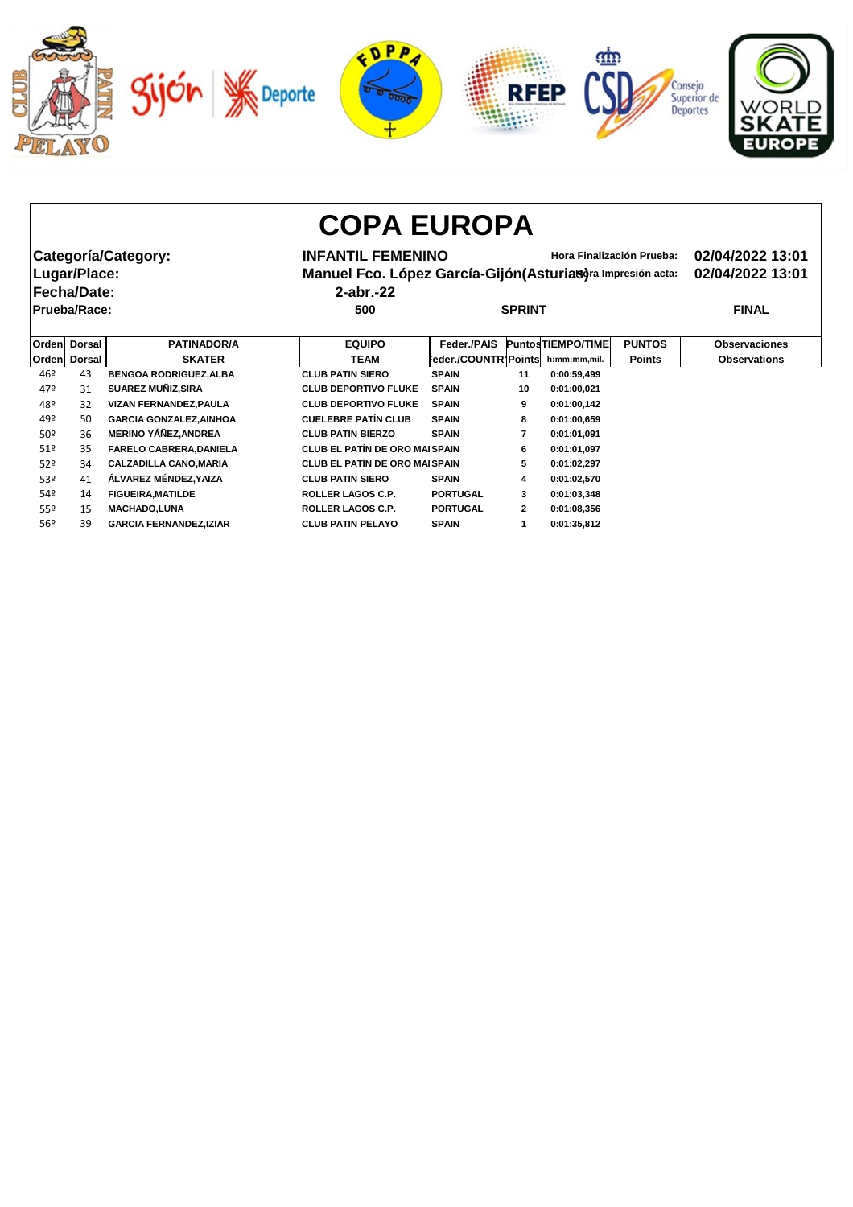# COPA EUROPA

**Categoría/Category:** INFANTIL FEMENINO — **Hora Finalización Prueba:** 02/04/2022 13:01

**Lugar/Place:** Manuel Fco. López García-Gijón(Asturias) — **Hora Impresión acta:** 02/04/2022 13:01

**Fecha/Date:** 2-abr.-22

**Prueba/Race:** 500 — SPRINT — FINAL

| Orden | Dorsal | PATINADOR/A | EQUIPO | Feder./PAIS | Puntos | TIEMPO/TIME | PUNTOS | Observaciones |
|---|---|---|---|---|---|---|---|---|
| Orden | Dorsal | SKATER | TEAM | Feder./COUNTRY | Points | h:mm:mm,mil. | Points | Observations |
| 46º | 43 | BENGOA RODRIGUEZ,ALBA | CLUB PATIN SIERO | SPAIN | 11 | 0:00:59,499 | | |
| 47º | 31 | SUAREZ MUÑIZ,SIRA | CLUB DEPORTIVO FLUKE | SPAIN | 10 | 0:01:00,021 | | |
| 48º | 32 | VIZAN FERNANDEZ,PAULA | CLUB DEPORTIVO FLUKE | SPAIN | 9 | 0:01:00,142 | | |
| 49º | 50 | GARCIA GONZALEZ,AINHOA | CUELEBRE PATÍN CLUB | SPAIN | 8 | 0:01:00,659 | | |
| 50º | 36 | MERINO YÁÑEZ,ANDREA | CLUB PATIN BIERZO | SPAIN | 7 | 0:01:01,091 | | |
| 51º | 35 | FARELO CABRERA,DANIELA | CLUB EL PATÍN DE ORO MAI | SPAIN | 6 | 0:01:01,097 | | |
| 52º | 34 | CALZADILLA CANO,MARIA | CLUB EL PATÍN DE ORO MAI | SPAIN | 5 | 0:01:02,297 | | |
| 53º | 41 | ÁLVAREZ MÉNDEZ,YAIZA | CLUB PATIN SIERO | SPAIN | 4 | 0:01:02,570 | | |
| 54º | 14 | FIGUEIRA,MATILDE | ROLLER LAGOS C.P. | PORTUGAL | 3 | 0:01:03,348 | | |
| 55º | 15 | MACHADO,LUNA | ROLLER LAGOS C.P. | PORTUGAL | 2 | 0:01:08,356 | | |
| 56º | 39 | GARCIA FERNANDEZ,IZIAR | CLUB PATIN PELAYO | SPAIN | 1 | 0:01:35,812 | | |